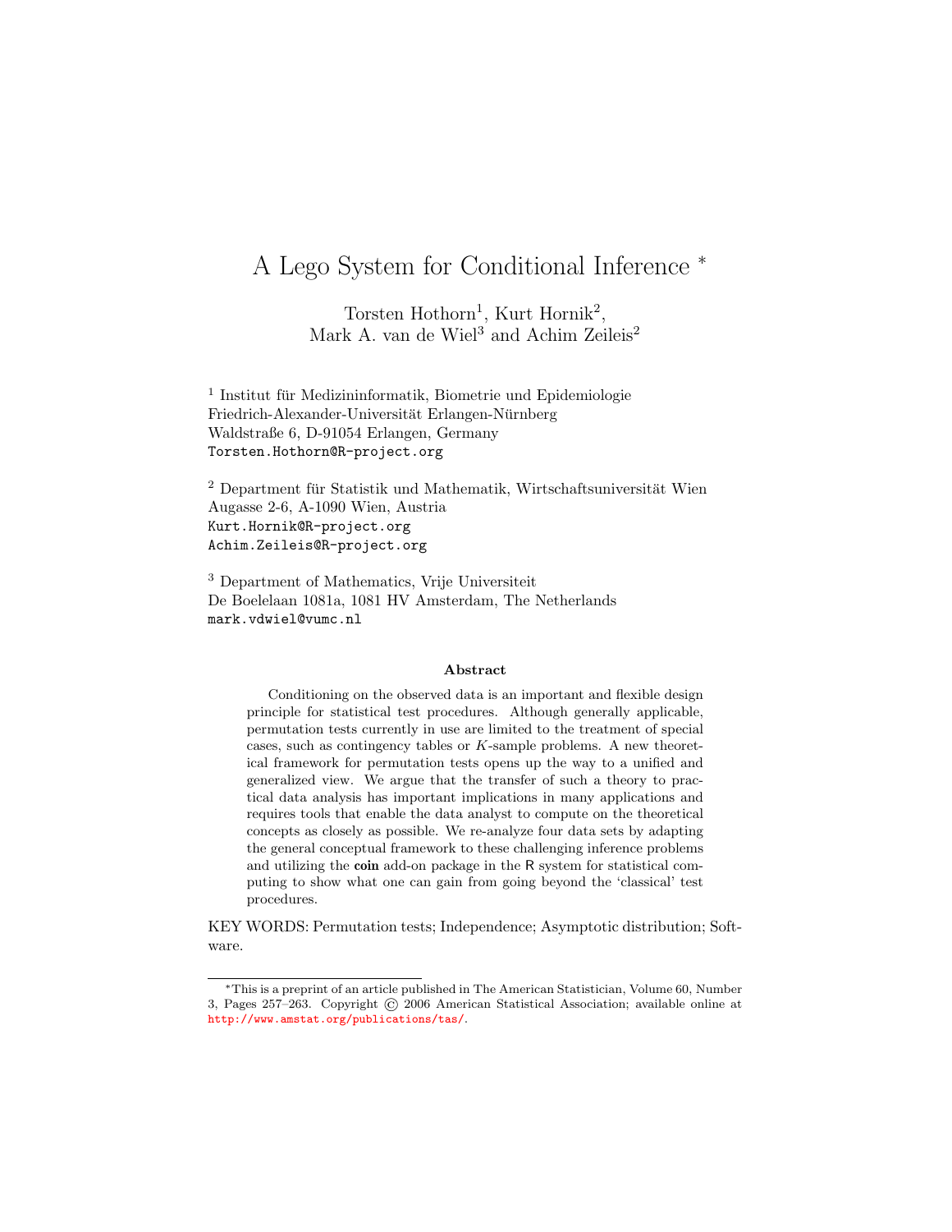# A Lego System for Conditional Inference *

Torsten Hothorn[1], Kurt Hornik[2],
Mark A. van de Wiel[3] and Achim Zeileis[2]

[1] Institut für Medizininformatik, Biometrie und Epidemiologie
Friedrich-Alexander-Universität Erlangen-Nürnberg
Waldstraße 6, D-91054 Erlangen, Germany
`Torsten.Hothorn@R-project.org`

[2] Department für Statistik und Mathematik, Wirtschaftsuniversität Wien
Augasse 2-6, A-1090 Wien, Austria
`Kurt.Hornik@R-project.org`
`Achim.Zeileis@R-project.org`

[3] Department of Mathematics, Vrije Universiteit
De Boelelaan 1081a, 1081 HV Amsterdam, The Netherlands
`mark.vdwiel@vumc.nl`

### Abstract

Conditioning on the observed data is an important and flexible design principle for statistical test procedures. Although generally applicable, permutation tests currently in use are limited to the treatment of special cases, such as contingency tables or $K$-sample problems. A new theoretical framework for permutation tests opens up the way to a unified and generalized view. We argue that the transfer of such a theory to practical data analysis has important implications in many applications and requires tools that enable the data analyst to compute on the theoretical concepts as closely as possible. We re-analyze four data sets by adapting the general conceptual framework to these challenging inference problems and utilizing the **coin** add-on package in the R system for statistical computing to show what one can gain from going beyond the 'classical' test procedures.

KEY WORDS: Permutation tests; Independence; Asymptotic distribution; Software.

---

*This is a preprint of an article published in The American Statistician, Volume 60, Number 3, Pages 257–263. Copyright © 2006 American Statistical Association; available online at http://www.amstat.org/publications/tas/.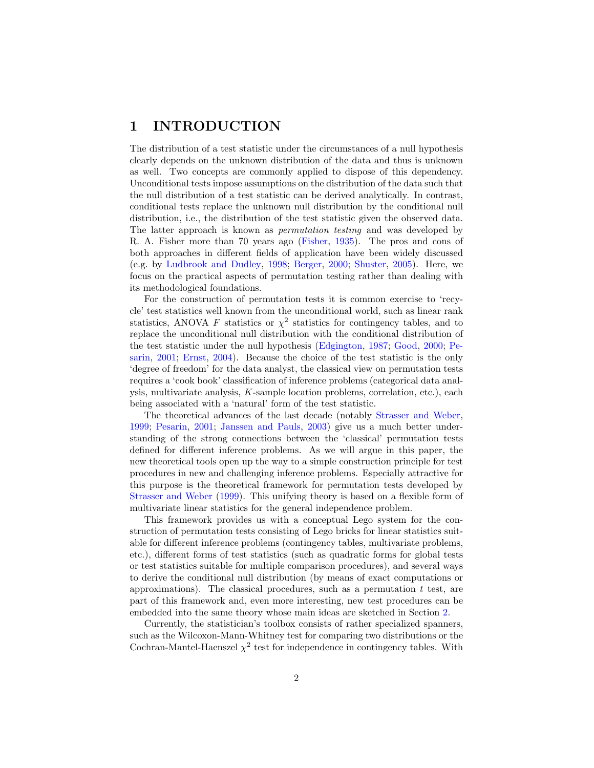# 1 INTRODUCTION

The distribution of a test statistic under the circumstances of a null hypothesis clearly depends on the unknown distribution of the data and thus is unknown as well. Two concepts are commonly applied to dispose of this dependency. Unconditional tests impose assumptions on the distribution of the data such that the null distribution of a test statistic can be derived analytically. In contrast, conditional tests replace the unknown null distribution by the conditional null distribution, i.e., the distribution of the test statistic given the observed data. The latter approach is known as *permutation testing* and was developed by R. A. Fisher more than 70 years ago (Fisher, 1935). The pros and cons of both approaches in different fields of application have been widely discussed (e.g. by Ludbrook and Dudley, 1998; Berger, 2000; Shuster, 2005). Here, we focus on the practical aspects of permutation testing rather than dealing with its methodological foundations.

For the construction of permutation tests it is common exercise to 'recycle' test statistics well known from the unconditional world, such as linear rank statistics, ANOVA $F$ statistics or $\chi^2$ statistics for contingency tables, and to replace the unconditional null distribution with the conditional distribution of the test statistic under the null hypothesis (Edgington, 1987; Good, 2000; Pesarin, 2001; Ernst, 2004). Because the choice of the test statistic is the only 'degree of freedom' for the data analyst, the classical view on permutation tests requires a 'cook book' classification of inference problems (categorical data analysis, multivariate analysis, $K$-sample location problems, correlation, etc.), each being associated with a 'natural' form of the test statistic.

The theoretical advances of the last decade (notably Strasser and Weber, 1999; Pesarin, 2001; Janssen and Pauls, 2003) give us a much better understanding of the strong connections between the 'classical' permutation tests defined for different inference problems. As we will argue in this paper, the new theoretical tools open up the way to a simple construction principle for test procedures in new and challenging inference problems. Especially attractive for this purpose is the theoretical framework for permutation tests developed by Strasser and Weber (1999). This unifying theory is based on a flexible form of multivariate linear statistics for the general independence problem.

This framework provides us with a conceptual Lego system for the construction of permutation tests consisting of Lego bricks for linear statistics suitable for different inference problems (contingency tables, multivariate problems, etc.), different forms of test statistics (such as quadratic forms for global tests or test statistics suitable for multiple comparison procedures), and several ways to derive the conditional null distribution (by means of exact computations or approximations). The classical procedures, such as a permutation $t$ test, are part of this framework and, even more interesting, new test procedures can be embedded into the same theory whose main ideas are sketched in Section 2.

Currently, the statistician's toolbox consists of rather specialized spanners, such as the Wilcoxon-Mann-Whitney test for comparing two distributions or the Cochran-Mantel-Haenszel $\chi^2$ test for independence in contingency tables. With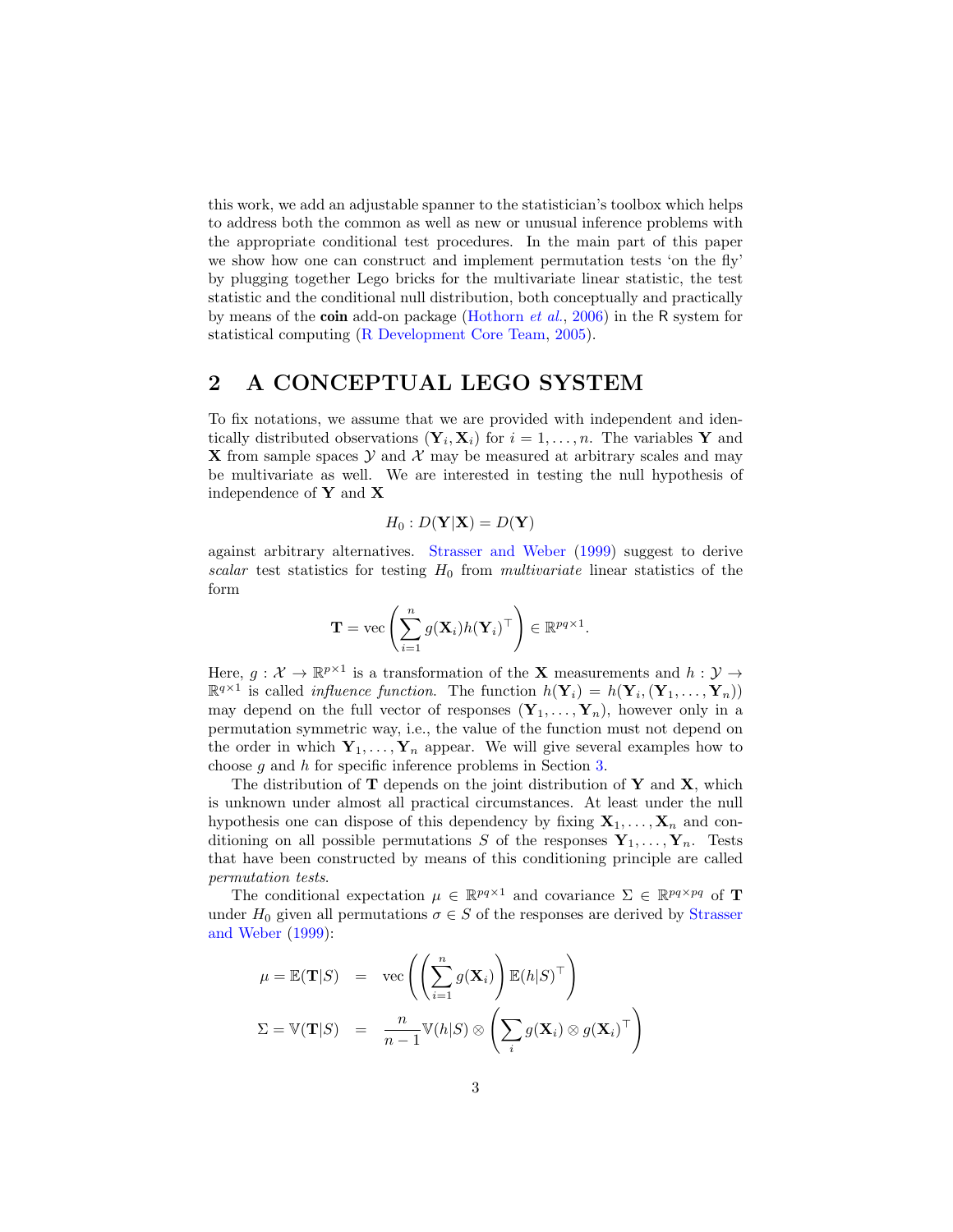this work, we add an adjustable spanner to the statistician's toolbox which helps to address both the common as well as new or unusual inference problems with the appropriate conditional test procedures. In the main part of this paper we show how one can construct and implement permutation tests 'on the fly' by plugging together Lego bricks for the multivariate linear statistic, the test statistic and the conditional null distribution, both conceptually and practically by means of the **coin** add-on package (Hothorn *et al.*, 2006) in the R system for statistical computing (R Development Core Team, 2005).

## 2 A CONCEPTUAL LEGO SYSTEM

To fix notations, we assume that we are provided with independent and identically distributed observations $(\mathbf{Y}_i, \mathbf{X}_i)$ for $i = 1, \dots, n$. The variables $\mathbf{Y}$ and $\mathbf{X}$ from sample spaces $\mathcal{Y}$ and $\mathcal{X}$ may be measured at arbitrary scales and may be multivariate as well. We are interested in testing the null hypothesis of independence of $\mathbf{Y}$ and $\mathbf{X}$

$$H_0 : D(\mathbf{Y}|\mathbf{X}) = D(\mathbf{Y})$$

against arbitrary alternatives. Strasser and Weber (1999) suggest to derive *scalar* test statistics for testing $H_0$ from *multivariate* linear statistics of the form

$$\mathbf{T} = \mathrm{vec}\left( \sum_{i=1}^{n} g(\mathbf{X}_i) h(\mathbf{Y}_i)^\top \right) \in \mathbb{R}^{pq \times 1}.$$

Here, $g : \mathcal{X} \to \mathbb{R}^{p \times 1}$ is a transformation of the $\mathbf{X}$ measurements and $h : \mathcal{Y} \to \mathbb{R}^{q \times 1}$ is called *influence function*. The function $h(\mathbf{Y}_i) = h(\mathbf{Y}_i, (\mathbf{Y}_1, \dots, \mathbf{Y}_n))$ may depend on the full vector of responses $(\mathbf{Y}_1, \dots, \mathbf{Y}_n)$, however only in a permutation symmetric way, i.e., the value of the function must not depend on the order in which $\mathbf{Y}_1, \dots, \mathbf{Y}_n$ appear. We will give several examples how to choose $g$ and $h$ for specific inference problems in Section 3.

The distribution of $\mathbf{T}$ depends on the joint distribution of $\mathbf{Y}$ and $\mathbf{X}$, which is unknown under almost all practical circumstances. At least under the null hypothesis one can dispose of this dependency by fixing $\mathbf{X}_1, \dots, \mathbf{X}_n$ and conditioning on all possible permutations $S$ of the responses $\mathbf{Y}_1, \dots, \mathbf{Y}_n$. Tests that have been constructed by means of this conditioning principle are called *permutation tests*.

The conditional expectation $\mu \in \mathbb{R}^{pq \times 1}$ and covariance $\Sigma \in \mathbb{R}^{pq \times pq}$ of $\mathbf{T}$ under $H_0$ given all permutations $\sigma \in S$ of the responses are derived by Strasser and Weber (1999):

$$\begin{aligned}
\mu = \mathbb{E}(\mathbf{T}|S) &= \mathrm{vec}\left( \left( \sum_{i=1}^{n} g(\mathbf{X}_i) \right) \mathbb{E}(h|S)^\top \right) \\
\Sigma = \mathbb{V}(\mathbf{T}|S) &= \frac{n}{n-1} \mathbb{V}(h|S) \otimes \left( \sum_i g(\mathbf{X}_i) \otimes g(\mathbf{X}_i)^\top \right)
\end{aligned}$$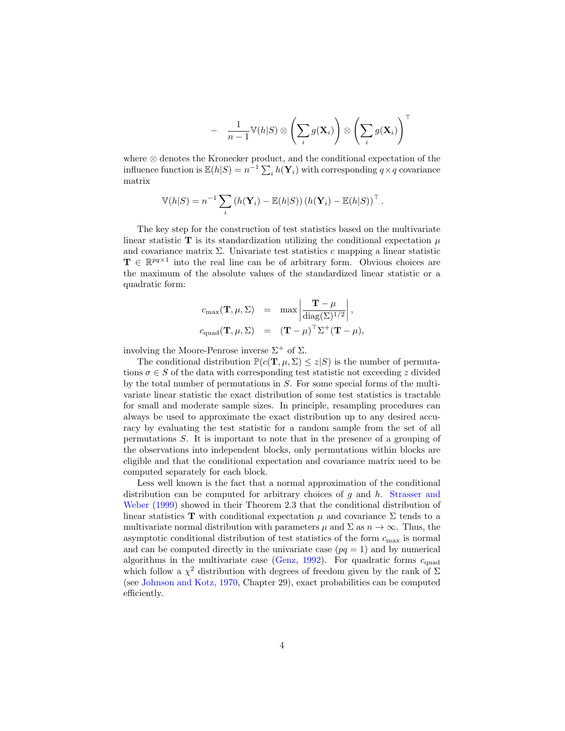$$- \quad \frac{1}{n-1} \mathbb{V}(h|S) \otimes \left( \sum_i g(\mathbf{X}_i) \right) \otimes \left( \sum_i g(\mathbf{X}_i) \right)^\top$$

where $\otimes$ denotes the Kronecker product, and the conditional expectation of the influence function is $\mathbb{E}(h|S) = n^{-1} \sum_i h(\mathbf{Y}_i)$ with corresponding $q \times q$ covariance matrix

$$\mathbb{V}(h|S) = n^{-1} \sum_i \left( h(\mathbf{Y}_i) - \mathbb{E}(h|S) \right) \left( h(\mathbf{Y}_i) - \mathbb{E}(h|S) \right)^\top .$$

The key step for the construction of test statistics based on the multivariate linear statistic $\mathbf{T}$ is its standardization utilizing the conditional expectation $\mu$ and covariance matrix $\Sigma$. Univariate test statistics $c$ mapping a linear statistic $\mathbf{T} \in \mathbb{R}^{pq \times 1}$ into the real line can be of arbitrary form. Obvious choices are the maximum of the absolute values of the standardized linear statistic or a quadratic form:

$$\begin{aligned} c_{\max}(\mathbf{T}, \mu, \Sigma) &= \max \left| \frac{\mathbf{T} - \mu}{\operatorname{diag}(\Sigma)^{1/2}} \right|, \\ c_{\text{quad}}(\mathbf{T}, \mu, \Sigma) &= (\mathbf{T} - \mu)^\top \Sigma^{+} (\mathbf{T} - \mu), \end{aligned}$$

involving the Moore-Penrose inverse $\Sigma^{+}$ of $\Sigma$.

The conditional distribution $\mathbb{P}(c(\mathbf{T}, \mu, \Sigma) \leq z | S)$ is the number of permutations $\sigma \in S$ of the data with corresponding test statistic not exceeding $z$ divided by the total number of permutations in $S$. For some special forms of the multivariate linear statistic the exact distribution of some test statistics is tractable for small and moderate sample sizes. In principle, resampling procedures can always be used to approximate the exact distribution up to any desired accuracy by evaluating the test statistic for a random sample from the set of all permutations $S$. It is important to note that in the presence of a grouping of the observations into independent blocks, only permutations within blocks are eligible and that the conditional expectation and covariance matrix need to be computed separately for each block.

Less well known is the fact that a normal approximation of the conditional distribution can be computed for arbitrary choices of $g$ and $h$. Strasser and Weber (1999) showed in their Theorem 2.3 that the conditional distribution of linear statistics $\mathbf{T}$ with conditional expectation $\mu$ and covariance $\Sigma$ tends to a multivariate normal distribution with parameters $\mu$ and $\Sigma$ as $n \to \infty$. Thus, the asymptotic conditional distribution of test statistics of the form $c_{\max}$ is normal and can be computed directly in the univariate case ($pq = 1$) and by numerical algorithms in the multivariate case (Genz, 1992). For quadratic forms $c_{\text{quad}}$ which follow a $\chi^2$ distribution with degrees of freedom given by the rank of $\Sigma$ (see Johnson and Kotz, 1970, Chapter 29), exact probabilities can be computed efficiently.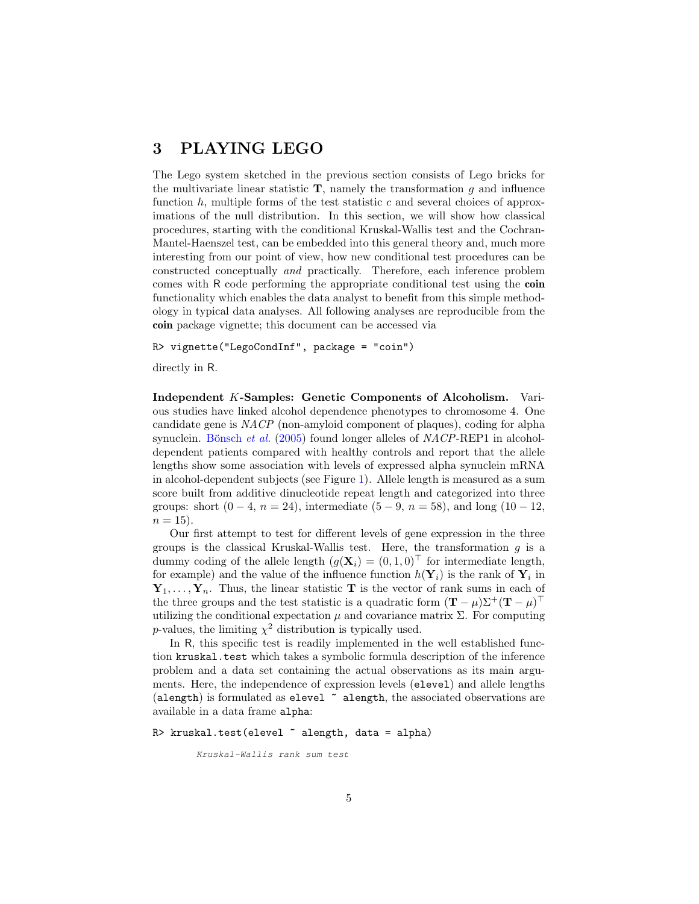## 3 PLAYING LEGO

The Lego system sketched in the previous section consists of Lego bricks for the multivariate linear statistic $\mathbf{T}$, namely the transformation $g$ and influence function $h$, multiple forms of the test statistic $c$ and several choices of approximations of the null distribution. In this section, we will show how classical procedures, starting with the conditional Kruskal-Wallis test and the Cochran-Mantel-Haenszel test, can be embedded into this general theory and, much more interesting from our point of view, how new conditional test procedures can be constructed conceptually *and* practically. Therefore, each inference problem comes with R code performing the appropriate conditional test using the **coin** functionality which enables the data analyst to benefit from this simple methodology in typical data analyses. All following analyses are reproducible from the **coin** package vignette; this document can be accessed via

```
R> vignette("LegoCondInf", package = "coin")
```

directly in R.

**Independent $K$-Samples: Genetic Components of Alcoholism.** Various studies have linked alcohol dependence phenotypes to chromosome 4. One candidate gene is *NACP* (non-amyloid component of plaques), coding for alpha synuclein. Bönsch *et al.* (2005) found longer alleles of *NACP*-REP1 in alcohol-dependent patients compared with healthy controls and report that the allele lengths show some association with levels of expressed alpha synuclein mRNA in alcohol-dependent subjects (see Figure 1). Allele length is measured as a sum score built from additive dinucleotide repeat length and categorized into three groups: short ($0-4$, $n=24$), intermediate ($5-9$, $n=58$), and long ($10-12$, $n=15$).

Our first attempt to test for different levels of gene expression in the three groups is the classical Kruskal-Wallis test. Here, the transformation $g$ is a dummy coding of the allele length ($g(\mathbf{X}_i) = (0,1,0)^\top$ for intermediate length, for example) and the value of the influence function $h(\mathbf{Y}_i)$ is the rank of $\mathbf{Y}_i$ in $\mathbf{Y}_1, \dots, \mathbf{Y}_n$. Thus, the linear statistic $\mathbf{T}$ is the vector of rank sums in each of the three groups and the test statistic is a quadratic form $(\mathbf{T} - \mu)\Sigma^+(\mathbf{T} - \mu)^\top$ utilizing the conditional expectation $\mu$ and covariance matrix $\Sigma$. For computing $p$-values, the limiting $\chi^2$ distribution is typically used.

In R, this specific test is readily implemented in the well established function `kruskal.test` which takes a symbolic formula description of the inference problem and a data set containing the actual observations as its main arguments. Here, the independence of expression levels (`elevel`) and allele lengths (`alength`) is formulated as `elevel ~ alength`, the associated observations are available in a data frame `alpha`:

```
R> kruskal.test(elevel ~ alength, data = alpha)

        Kruskal-Wallis rank sum test
```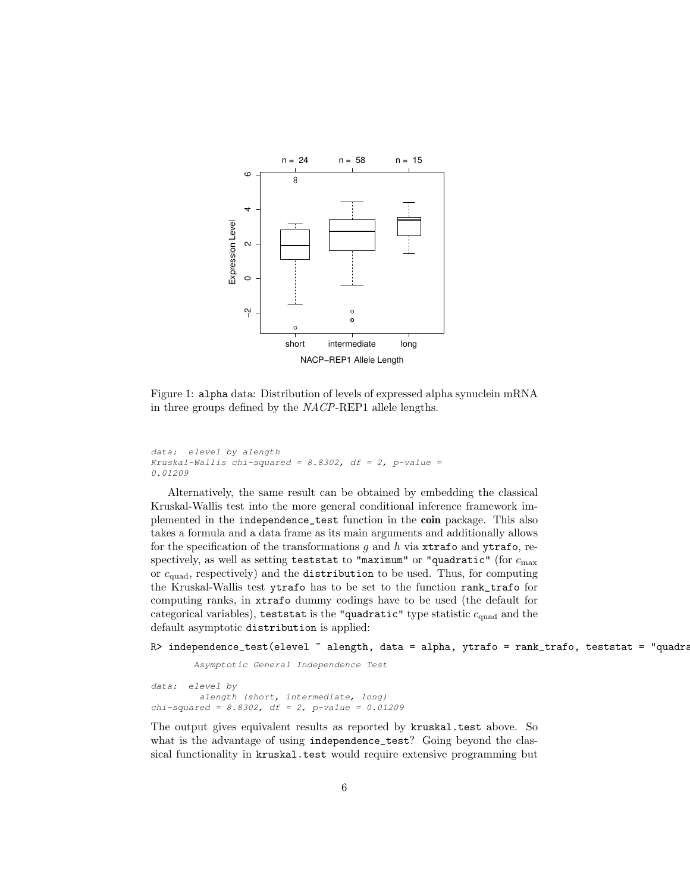Figure 1: alpha data: Distribution of levels of expressed alpha synuclein mRNA in three groups defined by the *NACP*-REP1 allele lengths.

```
data:  elevel by alength
Kruskal-Wallis chi-squared = 8.8302, df = 2, p-value =
0.01209
```

Alternatively, the same result can be obtained by embedding the classical Kruskal-Wallis test into the more general conditional inference framework implemented in the `independence_test` function in the **coin** package. This also takes a formula and a data frame as its main arguments and additionally allows for the specification of the transformations $g$ and $h$ via `xtrafo` and `ytrafo`, respectively, as well as setting `teststat` to `"maximum"` or `"quadratic"` (for $c_{\max}$ or $c_{\text{quad}}$, respectively) and the `distribution` to be used. Thus, for computing the Kruskal-Wallis test `ytrafo` has to be set to the function `rank_trafo` for computing ranks, in `xtrafo` dummy codings have to be used (the default for categorical variables), `teststat` is the `"quadratic"` type statistic $c_{\text{quad}}$ and the default asymptotic `distribution` is applied:

```
R> independence_test(elevel ~ alength, data = alpha, ytrafo = rank_trafo, teststat = "quadra

        Asymptotic General Independence Test

data:  elevel by
         alength (short, intermediate, long)
chi-squared = 8.8302, df = 2, p-value = 0.01209
```

The output gives equivalent results as reported by `kruskal.test` above. So what is the advantage of using `independence_test`? Going beyond the classical functionality in `kruskal.test` would require extensive programming but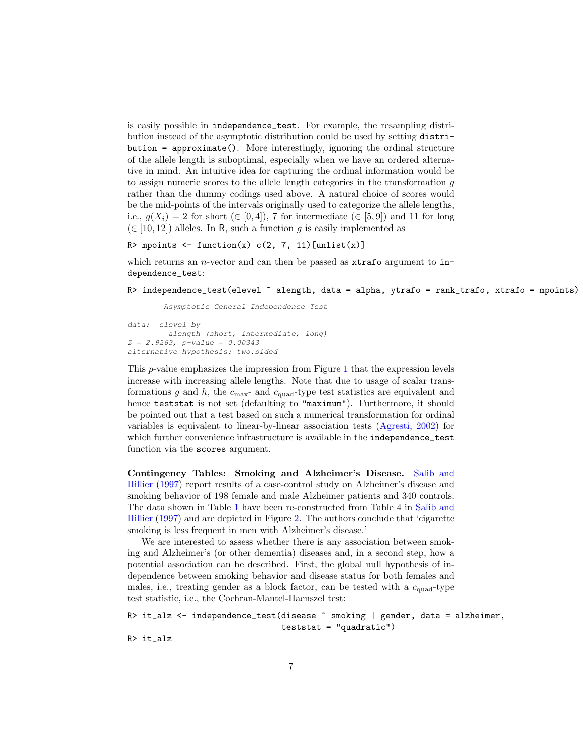is easily possible in `independence_test`. For example, the resampling distribution instead of the asymptotic distribution could be used by setting `distribution = approximate()`. More interestingly, ignoring the ordinal structure of the allele length is suboptimal, especially when we have an ordered alternative in mind. An intuitive idea for capturing the ordinal information would be to assign numeric scores to the allele length categories in the transformation $g$ rather than the dummy codings used above. A natural choice of scores would be the mid-points of the intervals originally used to categorize the allele lengths, i.e., $g(X_i) = 2$ for short ($\in [0, 4]$), 7 for intermediate ($\in [5, 9]$) and 11 for long ($\in [10, 12]$) alleles. In R, such a function $g$ is easily implemented as

```
R> mpoints <- function(x) c(2, 7, 11)[unlist(x)]
```

which returns an $n$-vector and can then be passed as `xtrafo` argument to `independence_test`:

```
R> independence_test(elevel ~ alength, data = alpha, ytrafo = rank_trafo, xtrafo = mpoints)

        Asymptotic General Independence Test

data:  elevel by
         alength (short, intermediate, long)
Z = 2.9263, p-value = 0.00343
alternative hypothesis: two.sided
```

This $p$-value emphasizes the impression from Figure 1 that the expression levels increase with increasing allele lengths. Note that due to usage of scalar transformations $g$ and $h$, the $c_{\max}$- and $c_{\text{quad}}$-type test statistics are equivalent and hence `teststat` is not set (defaulting to `"maximum"`). Furthermore, it should be pointed out that a test based on such a numerical transformation for ordinal variables is equivalent to linear-by-linear association tests (Agresti, 2002) for which further convenience infrastructure is available in the `independence_test` function via the `scores` argument.

**Contingency Tables: Smoking and Alzheimer's Disease.** Salib and Hillier (1997) report results of a case-control study on Alzheimer's disease and smoking behavior of 198 female and male Alzheimer patients and 340 controls. The data shown in Table 1 have been re-constructed from Table 4 in Salib and Hillier (1997) and are depicted in Figure 2. The authors conclude that 'cigarette smoking is less frequent in men with Alzheimer's disease.'

We are interested to assess whether there is any association between smoking and Alzheimer's (or other dementia) diseases and, in a second step, how a potential association can be described. First, the global null hypothesis of independence between smoking behavior and disease status for both females and males, i.e., treating gender as a block factor, can be tested with a $c_{\text{quad}}$-type test statistic, i.e., the Cochran-Mantel-Haenszel test:

```
R> it_alz <- independence_test(disease ~ smoking | gender, data = alzheimer,
                              teststat = "quadratic")
R> it_alz
```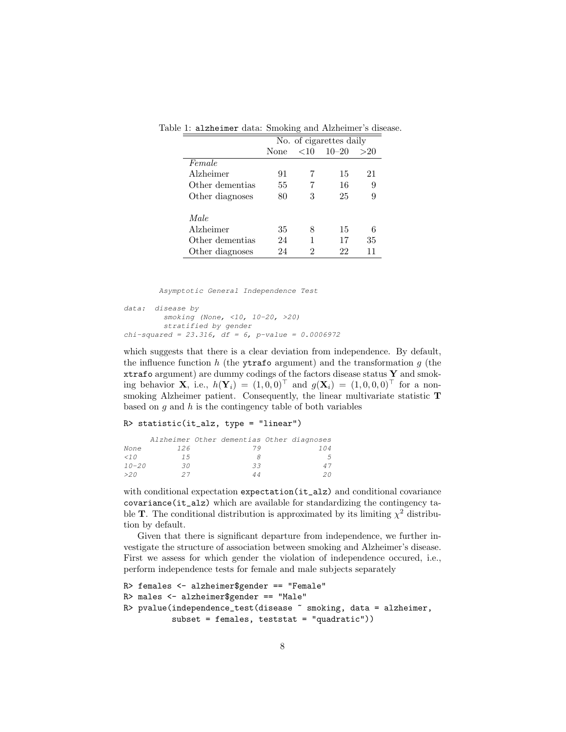Table 1: `alzheimer` data: Smoking and Alzheimer's disease.

| | No. of cigarettes daily | | | |
|---|---|---|---|---|
| | None | <10 | 10–20 | >20 |
| *Female* | | | | |
| Alzheimer | 91 | 7 | 15 | 21 |
| Other dementias | 55 | 7 | 16 | 9 |
| Other diagnoses | 80 | 3 | 25 | 9 |
| *Male* | | | | |
| Alzheimer | 35 | 8 | 15 | 6 |
| Other dementias | 24 | 1 | 17 | 35 |
| Other diagnoses | 24 | 2 | 22 | 11 |

```
        Asymptotic General Independence Test

data:  disease by
         smoking (None, <10, 10-20, >20)
         stratified by gender
chi-squared = 23.316, df = 6, p-value = 0.0006972
```

which suggests that there is a clear deviation from independence. By default, the influence function $h$ (the `ytrafo` argument) and the transformation $g$ (the `xtrafo` argument) are dummy codings of the factors disease status $\mathbf{Y}$ and smoking behavior $\mathbf{X}$, i.e., $h(\mathbf{Y}_i) = (1, 0, 0)^\top$ and $g(\mathbf{X}_i) = (1, 0, 0, 0)^\top$ for a non-smoking Alzheimer patient. Consequently, the linear multivariate statistic $\mathbf{T}$ based on $g$ and $h$ is the contingency table of both variables

```
R> statistic(it_alz, type = "linear")
```

```
      Alzheimer Other dementias Other diagnoses
None        126              79             104
<10          15               8               5
10-20        30              33              47
>20          27              44              20
```

with conditional expectation `expectation(it_alz)` and conditional covariance `covariance(it_alz)` which are available for standardizing the contingency table $\mathbf{T}$. The conditional distribution is approximated by its limiting $\chi^2$ distribution by default.

Given that there is significant departure from independence, we further investigate the structure of association between smoking and Alzheimer's disease. First we assess for which gender the violation of independence occured, i.e., perform independence tests for female and male subjects separately

```
R> females <- alzheimer$gender == "Female"
R> males <- alzheimer$gender == "Male"
R> pvalue(independence_test(disease ~ smoking, data = alzheimer,
          subset = females, teststat = "quadratic"))
```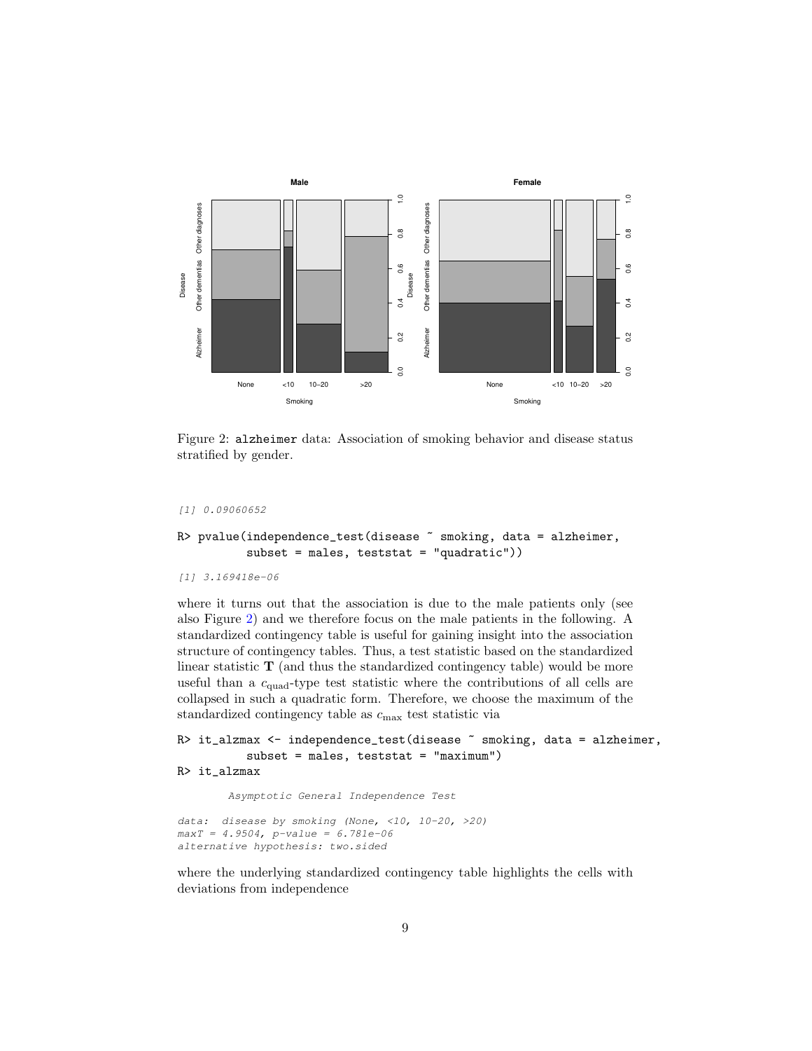Figure 2: `alzheimer` data: Association of smoking behavior and disease status stratified by gender.

```
[1] 0.09060652
```

```
R> pvalue(independence_test(disease ~ smoking, data = alzheimer,
         subset = males, teststat = "quadratic"))
```

```
[1] 3.169418e-06
```

where it turns out that the association is due to the male patients only (see also Figure 2) and we therefore focus on the male patients in the following. A standardized contingency table is useful for gaining insight into the association structure of contingency tables. Thus, a test statistic based on the standardized linear statistic $\mathbf{T}$ (and thus the standardized contingency table) would be more useful than a $c_{\text{quad}}$-type test statistic where the contributions of all cells are collapsed in such a quadratic form. Therefore, we choose the maximum of the standardized contingency table as $c_{\max}$ test statistic via

```
R> it_alzmax <- independence_test(disease ~ smoking, data = alzheimer,
         subset = males, teststat = "maximum")
R> it_alzmax
```

```
        Asymptotic General Independence Test

data:  disease by smoking (None, <10, 10-20, >20)
maxT = 4.9504, p-value = 6.781e-06
alternative hypothesis: two.sided
```

where the underlying standardized contingency table highlights the cells with deviations from independence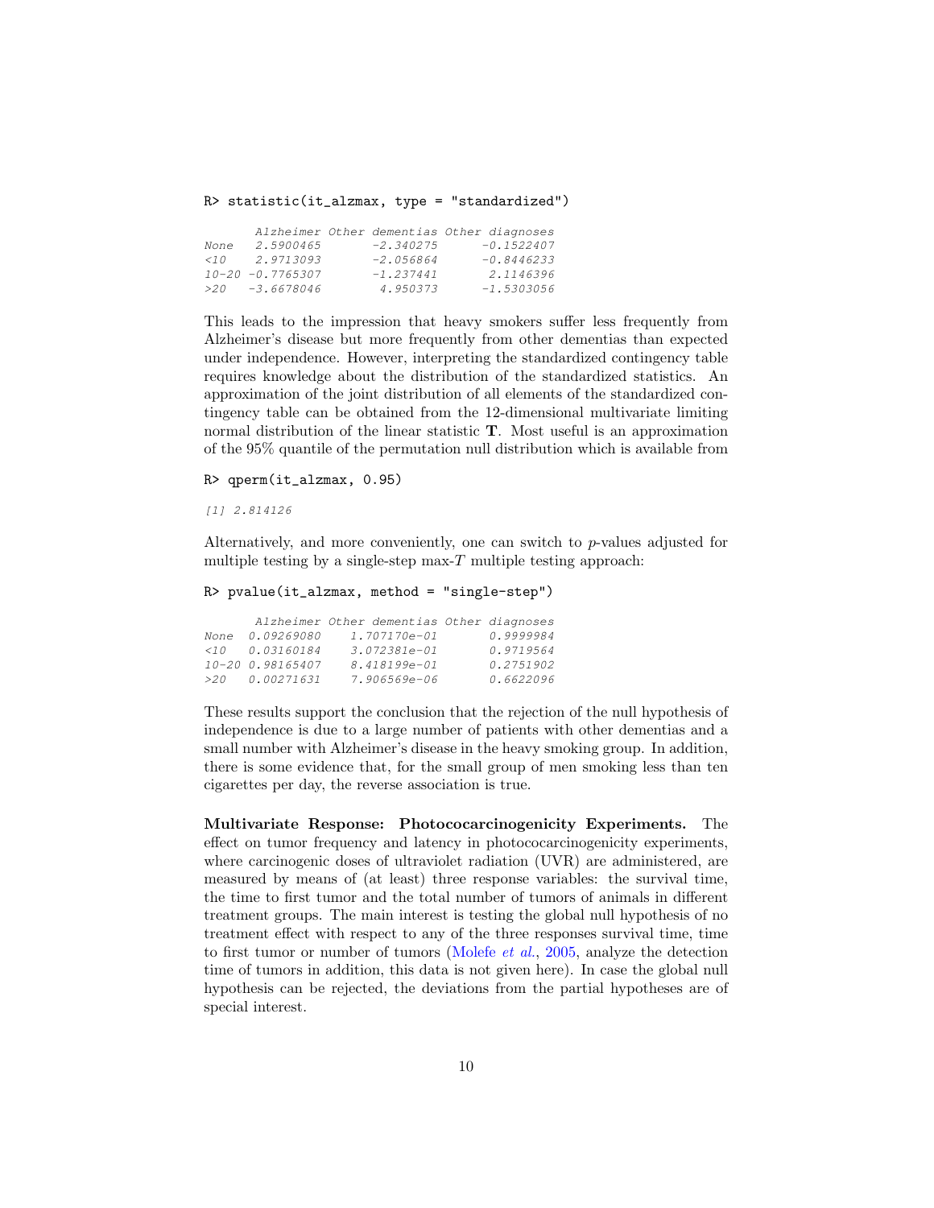```
R> statistic(it_alzmax, type = "standardized")
```

```
       Alzheimer Other dementias Other diagnoses
None   2.5900465       -2.340275      -0.1522407
<10    2.9713093       -2.056864      -0.8446233
10-20 -0.7765307       -1.237441       2.1146396
>20   -3.6678046        4.950373      -1.5303056
```

This leads to the impression that heavy smokers suffer less frequently from Alzheimer's disease but more frequently from other dementias than expected under independence. However, interpreting the standardized contingency table requires knowledge about the distribution of the standardized statistics. An approximation of the joint distribution of all elements of the standardized contingency table can be obtained from the 12-dimensional multivariate limiting normal distribution of the linear statistic $\mathbf{T}$. Most useful is an approximation of the 95% quantile of the permutation null distribution which is available from

```
R> qperm(it_alzmax, 0.95)
```

```
[1] 2.814126
```

Alternatively, and more conveniently, one can switch to $p$-values adjusted for multiple testing by a single-step max-$T$ multiple testing approach:

```
R> pvalue(it_alzmax, method = "single-step")
```

```
       Alzheimer Other dementias Other diagnoses
None  0.09269080    1.707170e-01       0.9999984
<10   0.03160184    3.072381e-01       0.9719564
10-20 0.98165407    8.418199e-01       0.2751902
>20   0.00271631    7.906569e-06       0.6622096
```

These results support the conclusion that the rejection of the null hypothesis of independence is due to a large number of patients with other dementias and a small number with Alzheimer's disease in the heavy smoking group. In addition, there is some evidence that, for the small group of men smoking less than ten cigarettes per day, the reverse association is true.

**Multivariate Response: Photococarcinogenicity Experiments.** The effect on tumor frequency and latency in photococarcinogenicity experiments, where carcinogenic doses of ultraviolet radiation (UVR) are administered, are measured by means of (at least) three response variables: the survival time, the time to first tumor and the total number of tumors of animals in different treatment groups. The main interest is testing the global null hypothesis of no treatment effect with respect to any of the three responses survival time, time to first tumor or number of tumors (Molefe *et al.*, 2005, analyze the detection time of tumors in addition, this data is not given here). In case the global null hypothesis can be rejected, the deviations from the partial hypotheses are of special interest.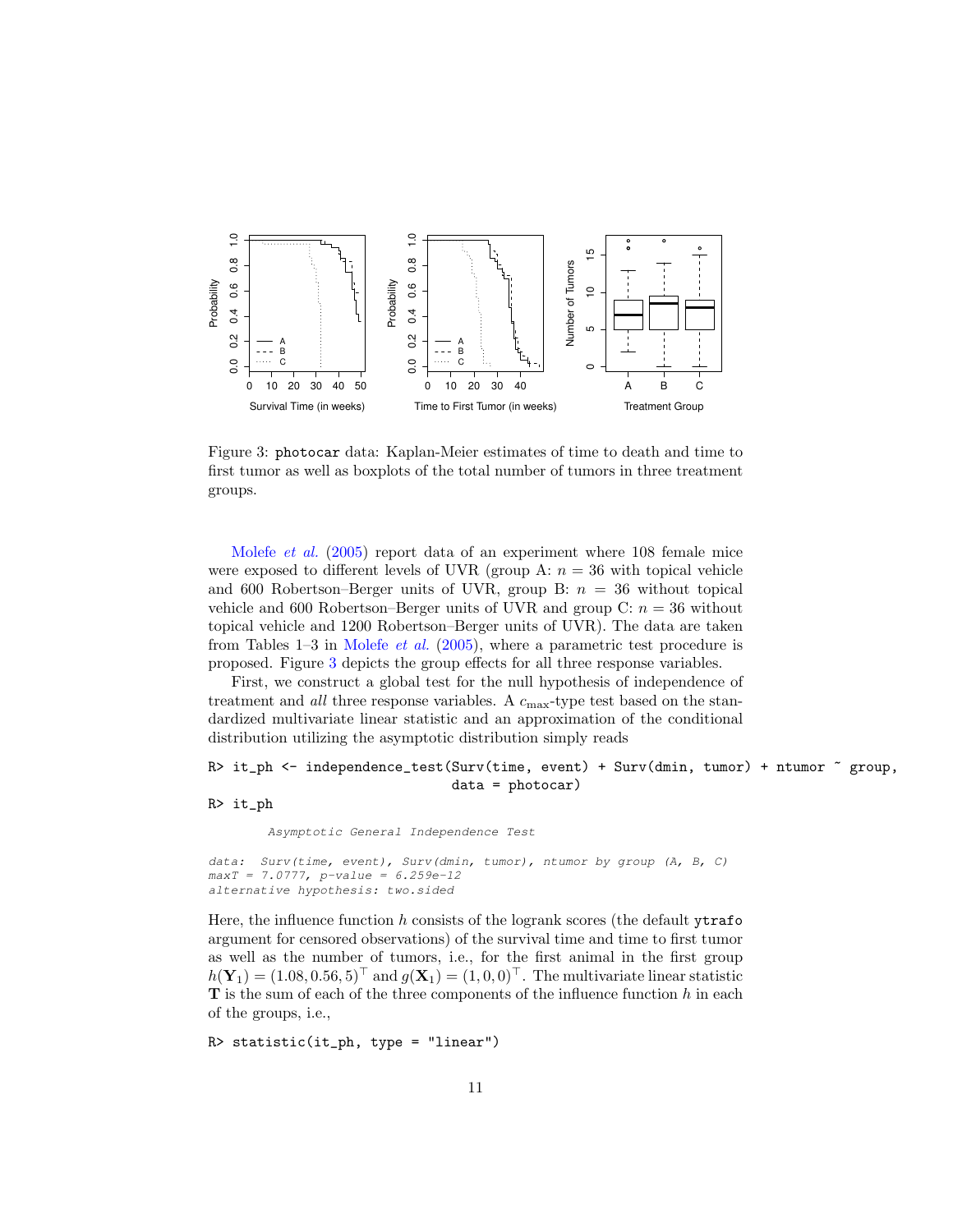Figure 3: `photocar` data: Kaplan-Meier estimates of time to death and time to first tumor as well as boxplots of the total number of tumors in three treatment groups.

Molefe *et al.* (2005) report data of an experiment where 108 female mice were exposed to different levels of UVR (group A: $n = 36$ with topical vehicle and 600 Robertson–Berger units of UVR, group B: $n = 36$ without topical vehicle and 600 Robertson–Berger units of UVR and group C: $n = 36$ without topical vehicle and 1200 Robertson–Berger units of UVR). The data are taken from Tables 1–3 in Molefe *et al.* (2005), where a parametric test procedure is proposed. Figure 3 depicts the group effects for all three response variables.

First, we construct a global test for the null hypothesis of independence of treatment and *all* three response variables. A $c_{\max}$-type test based on the standardized multivariate linear statistic and an approximation of the conditional distribution utilizing the asymptotic distribution simply reads

```
R> it_ph <- independence_test(Surv(time, event) + Surv(dmin, tumor) + ntumor ~ group,
                              data = photocar)
R> it_ph

        Asymptotic General Independence Test

data:  Surv(time, event), Surv(dmin, tumor), ntumor by group (A, B, C)
maxT = 7.0777, p-value = 6.259e-12
alternative hypothesis: two.sided
```

Here, the influence function $h$ consists of the logrank scores (the default `ytrafo` argument for censored observations) of the survival time and time to first tumor as well as the number of tumors, i.e., for the first animal in the first group $h(\mathbf{Y}_1) = (1.08, 0.56, 5)^\top$ and $g(\mathbf{X}_1) = (1, 0, 0)^\top$. The multivariate linear statistic $\mathbf{T}$ is the sum of each of the three components of the influence function $h$ in each of the groups, i.e.,

```
R> statistic(it_ph, type = "linear")
```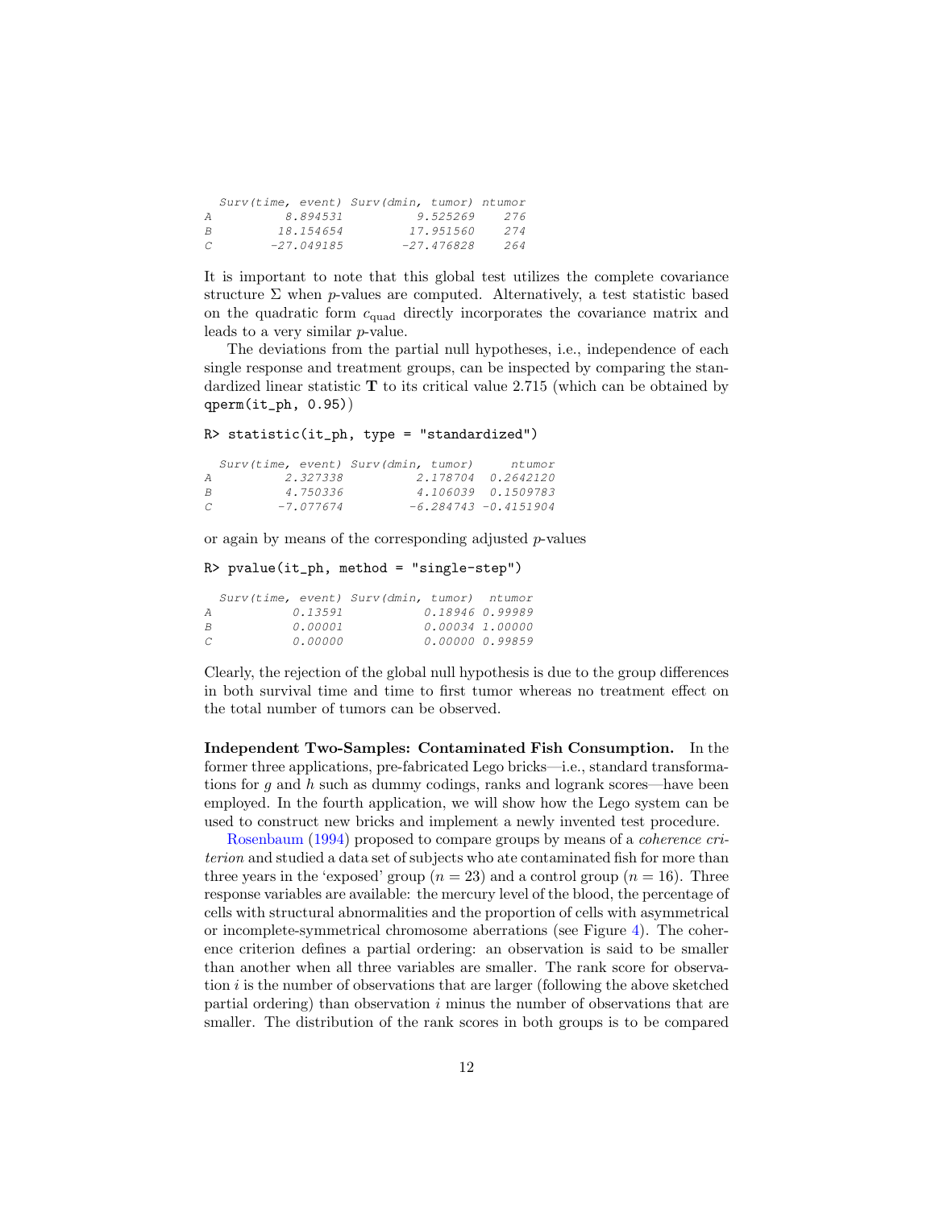```
  Surv(time, event) Surv(dmin, tumor) ntumor
A          8.894531          9.525269    276
B         18.154654         17.951560    274
C        -27.049185        -27.476828    264
```

It is important to note that this global test utilizes the complete covariance structure $\Sigma$ when $p$-values are computed. Alternatively, a test statistic based on the quadratic form $c_{\text{quad}}$ directly incorporates the covariance matrix and leads to a very similar $p$-value.

The deviations from the partial null hypotheses, i.e., independence of each single response and treatment groups, can be inspected by comparing the standardized linear statistic $\mathbf{T}$ to its critical value 2.715 (which can be obtained by `qperm(it_ph, 0.95)`)

```
R> statistic(it_ph, type = "standardized")
```

```
  Surv(time, event) Surv(dmin, tumor)     ntumor
A          2.327338          2.178704  0.2642120
B          4.750336          4.106039  0.1509783
C         -7.077674         -6.284743 -0.4151904
```

or again by means of the corresponding adjusted $p$-values

```
R> pvalue(it_ph, method = "single-step")
```

```
  Surv(time, event) Surv(dmin, tumor)  ntumor
A           0.13591           0.18946 0.99989
B           0.00001           0.00034 1.00000
C           0.00000           0.00000 0.99859
```

Clearly, the rejection of the global null hypothesis is due to the group differences in both survival time and time to first tumor whereas no treatment effect on the total number of tumors can be observed.

**Independent Two-Samples: Contaminated Fish Consumption.** In the former three applications, pre-fabricated Lego bricks—i.e., standard transformations for $g$ and $h$ such as dummy codings, ranks and logrank scores—have been employed. In the fourth application, we will show how the Lego system can be used to construct new bricks and implement a newly invented test procedure.

Rosenbaum (1994) proposed to compare groups by means of a *coherence criterion* and studied a data set of subjects who ate contaminated fish for more than three years in the 'exposed' group ($n = 23$) and a control group ($n = 16$). Three response variables are available: the mercury level of the blood, the percentage of cells with structural abnormalities and the proportion of cells with asymmetrical or incomplete-symmetrical chromosome aberrations (see Figure 4). The coherence criterion defines a partial ordering: an observation is said to be smaller than another when all three variables are smaller. The rank score for observation $i$ is the number of observations that are larger (following the above sketched partial ordering) than observation $i$ minus the number of observations that are smaller. The distribution of the rank scores in both groups is to be compared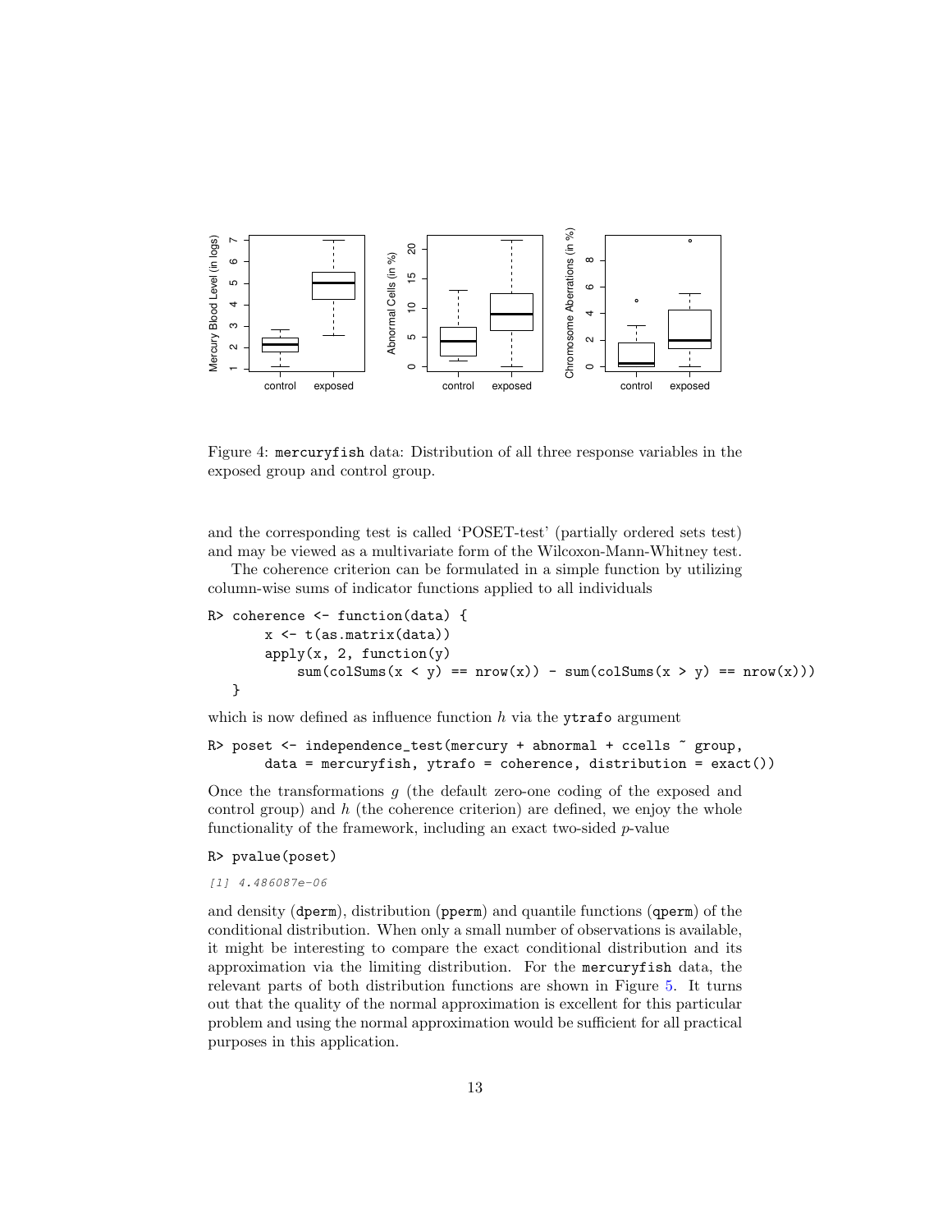Figure 4: mercuryfish data: Distribution of all three response variables in the exposed group and control group.

and the corresponding test is called 'POSET-test' (partially ordered sets test) and may be viewed as a multivariate form of the Wilcoxon-Mann-Whitney test.

The coherence criterion can be formulated in a simple function by utilizing column-wise sums of indicator functions applied to all individuals

```
R> coherence <- function(data) {
       x <- t(as.matrix(data))
       apply(x, 2, function(y)
           sum(colSums(x < y) == nrow(x)) - sum(colSums(x > y) == nrow(x)))
   }
```

which is now defined as influence function $h$ via the ytrafo argument

```
R> poset <- independence_test(mercury + abnormal + ccells ~ group,
       data = mercuryfish, ytrafo = coherence, distribution = exact())
```

Once the transformations $g$ (the default zero-one coding of the exposed and control group) and $h$ (the coherence criterion) are defined, we enjoy the whole functionality of the framework, including an exact two-sided $p$-value

```
R> pvalue(poset)
```

```
[1] 4.486087e-06
```

and density (dperm), distribution (pperm) and quantile functions (qperm) of the conditional distribution. When only a small number of observations is available, it might be interesting to compare the exact conditional distribution and its approximation via the limiting distribution. For the mercuryfish data, the relevant parts of both distribution functions are shown in Figure 5. It turns out that the quality of the normal approximation is excellent for this particular problem and using the normal approximation would be sufficient for all practical purposes in this application.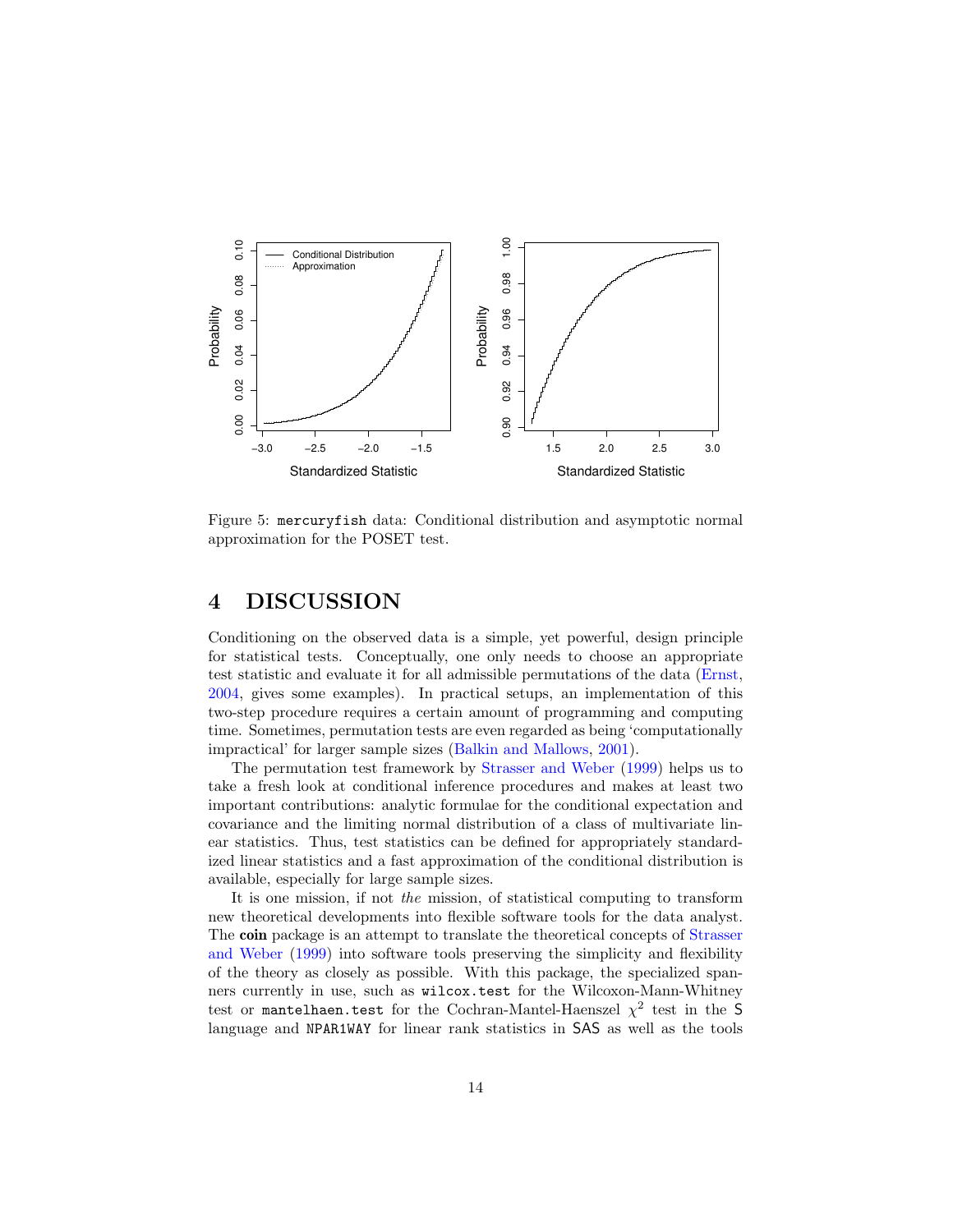Figure 5: `mercuryfish` data: Conditional distribution and asymptotic normal approximation for the POSET test.

## 4 DISCUSSION

Conditioning on the observed data is a simple, yet powerful, design principle for statistical tests. Conceptually, one only needs to choose an appropriate test statistic and evaluate it for all admissible permutations of the data (Ernst, 2004, gives some examples). In practical setups, an implementation of this two-step procedure requires a certain amount of programming and computing time. Sometimes, permutation tests are even regarded as being 'computationally impractical' for larger sample sizes (Balkin and Mallows, 2001).

The permutation test framework by Strasser and Weber (1999) helps us to take a fresh look at conditional inference procedures and makes at least two important contributions: analytic formulae for the conditional expectation and covariance and the limiting normal distribution of a class of multivariate linear statistics. Thus, test statistics can be defined for appropriately standardized linear statistics and a fast approximation of the conditional distribution is available, especially for large sample sizes.

It is one mission, if not *the* mission, of statistical computing to transform new theoretical developments into flexible software tools for the data analyst. The **coin** package is an attempt to translate the theoretical concepts of Strasser and Weber (1999) into software tools preserving the simplicity and flexibility of the theory as closely as possible. With this package, the specialized spanners currently in use, such as `wilcox.test` for the Wilcoxon-Mann-Whitney test or `mantelhaen.test` for the Cochran-Mantel-Haenszel $\chi^2$ test in the S language and `NPAR1WAY` for linear rank statistics in SAS as well as the tools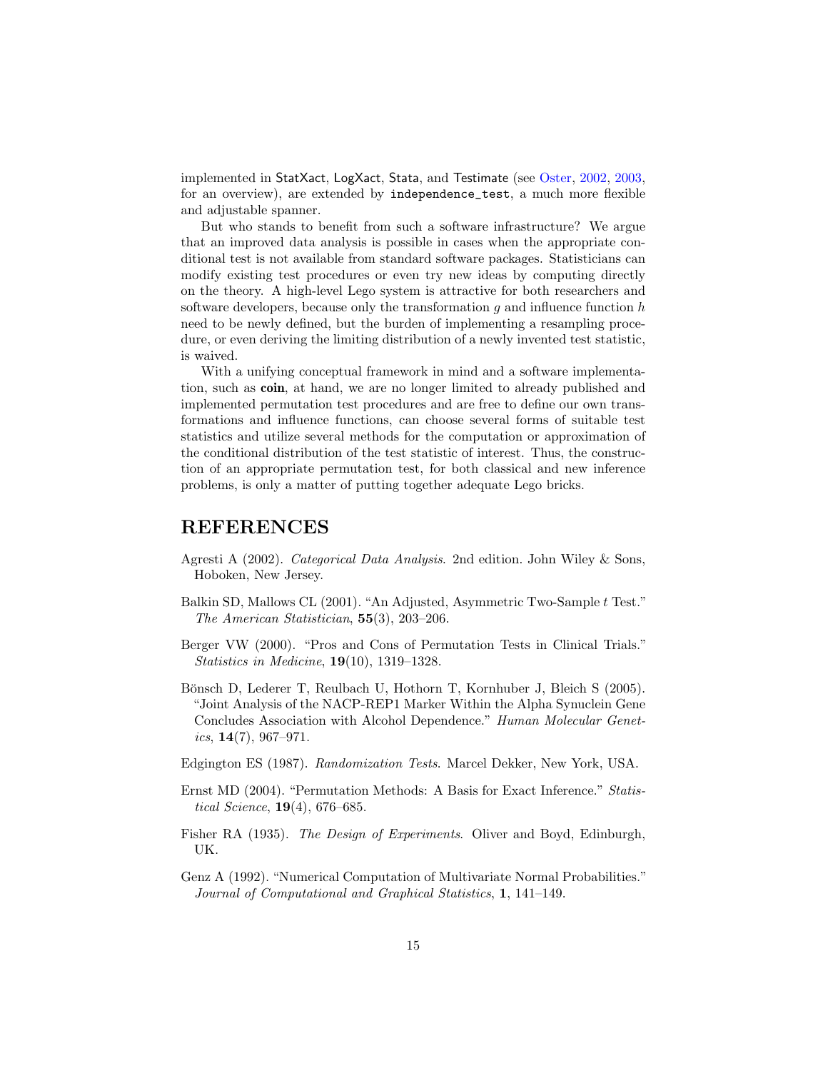implemented in StatXact, LogXact, Stata, and Testimate (see Oster, 2002, 2003, for an overview), are extended by `independence_test`, a much more flexible and adjustable spanner.

But who stands to benefit from such a software infrastructure? We argue that an improved data analysis is possible in cases when the appropriate conditional test is not available from standard software packages. Statisticians can modify existing test procedures or even try new ideas by computing directly on the theory. A high-level Lego system is attractive for both researchers and software developers, because only the transformation $g$ and influence function $h$ need to be newly defined, but the burden of implementing a resampling procedure, or even deriving the limiting distribution of a newly invented test statistic, is waived.

With a unifying conceptual framework in mind and a software implementation, such as **coin**, at hand, we are no longer limited to already published and implemented permutation test procedures and are free to define our own transformations and influence functions, can choose several forms of suitable test statistics and utilize several methods for the computation or approximation of the conditional distribution of the test statistic of interest. Thus, the construction of an appropriate permutation test, for both classical and new inference problems, is only a matter of putting together adequate Lego bricks.

## REFERENCES

Agresti A (2002). *Categorical Data Analysis*. 2nd edition. John Wiley & Sons, Hoboken, New Jersey.

Balkin SD, Mallows CL (2001). "An Adjusted, Asymmetric Two-Sample $t$ Test." *The American Statistician*, **55**(3), 203–206.

Berger VW (2000). "Pros and Cons of Permutation Tests in Clinical Trials." *Statistics in Medicine*, **19**(10), 1319–1328.

Bönsch D, Lederer T, Reulbach U, Hothorn T, Kornhuber J, Bleich S (2005). "Joint Analysis of the NACP-REP1 Marker Within the Alpha Synuclein Gene Concludes Association with Alcohol Dependence." *Human Molecular Genetics*, **14**(7), 967–971.

Edgington ES (1987). *Randomization Tests*. Marcel Dekker, New York, USA.

Ernst MD (2004). "Permutation Methods: A Basis for Exact Inference." *Statistical Science*, **19**(4), 676–685.

Fisher RA (1935). *The Design of Experiments*. Oliver and Boyd, Edinburgh, UK.

Genz A (1992). "Numerical Computation of Multivariate Normal Probabilities." *Journal of Computational and Graphical Statistics*, **1**, 141–149.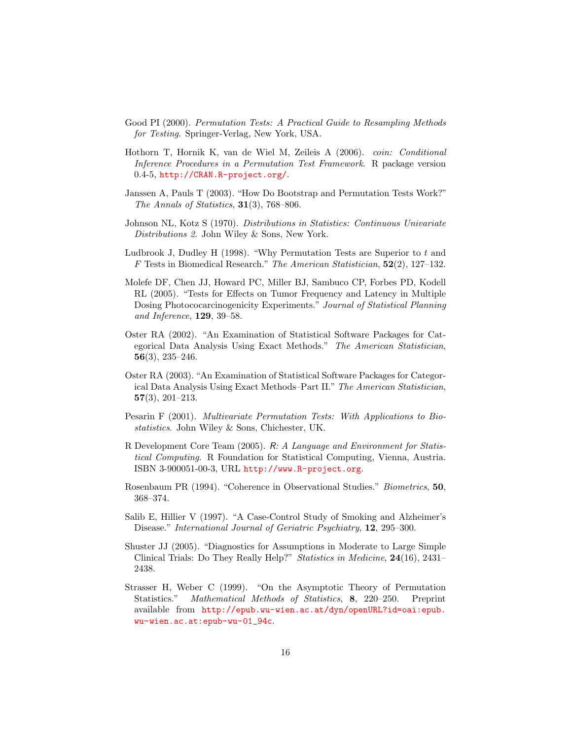Good PI (2000). *Permutation Tests: A Practical Guide to Resampling Methods for Testing*. Springer-Verlag, New York, USA.

Hothorn T, Hornik K, van de Wiel M, Zeileis A (2006). *coin: Conditional Inference Procedures in a Permutation Test Framework*. R package version 0.4-5, http://CRAN.R-project.org/.

Janssen A, Pauls T (2003). "How Do Bootstrap and Permutation Tests Work?" *The Annals of Statistics*, **31**(3), 768–806.

Johnson NL, Kotz S (1970). *Distributions in Statistics: Continuous Univariate Distributions 2*. John Wiley & Sons, New York.

Ludbrook J, Dudley H (1998). "Why Permutation Tests are Superior to $t$ and $F$ Tests in Biomedical Research." *The American Statistician*, **52**(2), 127–132.

Molefe DF, Chen JJ, Howard PC, Miller BJ, Sambuco CP, Forbes PD, Kodell RL (2005). "Tests for Effects on Tumor Frequency and Latency in Multiple Dosing Photococarcinogenicity Experiments." *Journal of Statistical Planning and Inference*, **129**, 39–58.

Oster RA (2002). "An Examination of Statistical Software Packages for Categorical Data Analysis Using Exact Methods." *The American Statistician*, **56**(3), 235–246.

Oster RA (2003). "An Examination of Statistical Software Packages for Categorical Data Analysis Using Exact Methods–Part II." *The American Statistician*, **57**(3), 201–213.

Pesarin F (2001). *Multivariate Permutation Tests: With Applications to Biostatistics*. John Wiley & Sons, Chichester, UK.

R Development Core Team (2005). *R: A Language and Environment for Statistical Computing*. R Foundation for Statistical Computing, Vienna, Austria. ISBN 3-900051-00-3, URL http://www.R-project.org.

Rosenbaum PR (1994). "Coherence in Observational Studies." *Biometrics*, **50**, 368–374.

Salib E, Hillier V (1997). "A Case-Control Study of Smoking and Alzheimer's Disease." *International Journal of Geriatric Psychiatry*, **12**, 295–300.

Shuster JJ (2005). "Diagnostics for Assumptions in Moderate to Large Simple Clinical Trials: Do They Really Help?" *Statistics in Medicine*, **24**(16), 2431–2438.

Strasser H, Weber C (1999). "On the Asymptotic Theory of Permutation Statistics." *Mathematical Methods of Statistics*, **8**, 220–250. Preprint available from http://epub.wu-wien.ac.at/dyn/openURL?id=oai:epub.wu-wien.ac.at:epub-wu-01_94c.